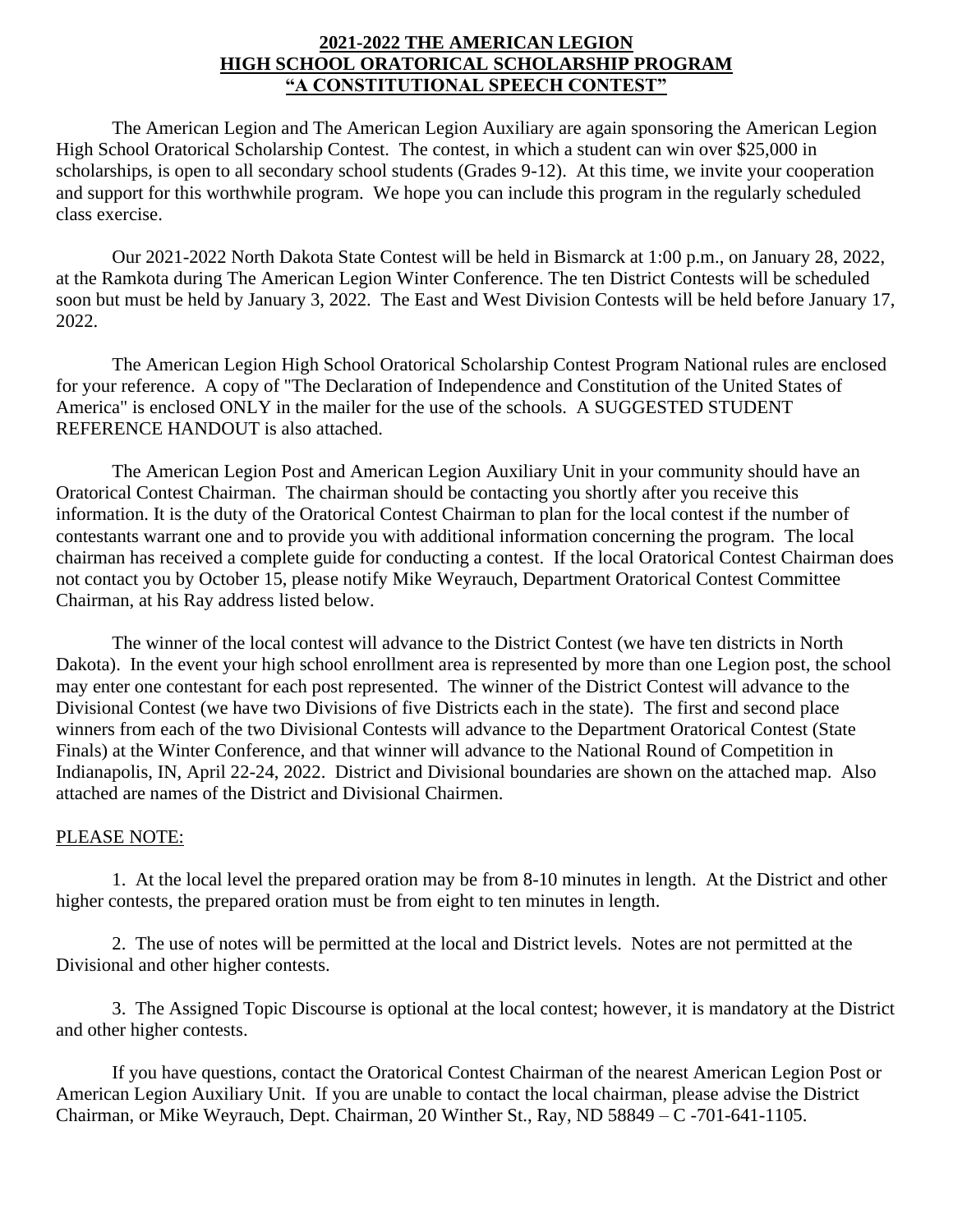# 2021-2022 THE AMERICAN LEGION HIGH SCHOOL ORATORICAL SCHOLARSHIP PROGRAM "A CONSTITUTIONAL SPEECH CONTEST"

The American Legion and The American Legion Auxiliary are again sponsoring the American Legion High School Oratorical Scholarship Contest. The contest, in which a student can win over $25,000 in scholarships, is open to all secondary school students (Grades 9-12). At this time, we invite your cooperation and support for this worthwhile program. We hope you can include this program in the regularly scheduled class exercise.

Our 2021-2022 North Dakota State Contest will be held in Bismarck at 1:00 p.m., on January 28, 2022, at the Ramkota during The American Legion Winter Conference. The ten District Contests will be scheduled soon but must be held by January 3, 2022. The East and West Division Contests will be held before January 17, 2022.

The American Legion High School Oratorical Scholarship Contest Program National rules are enclosed for your reference. A copy of "The Declaration of Independence and Constitution of the United States of America" is enclosed ONLY in the mailer for the use of the schools. A SUGGESTED STUDENT REFERENCE HANDOUT is also attached.

The American Legion Post and American Legion Auxiliary Unit in your community should have an Oratorical Contest Chairman. The chairman should be contacting you shortly after you receive this information. It is the duty of the Oratorical Contest Chairman to plan for the local contest if the number of contestants warrant one and to provide you with additional information concerning the program. The local chairman has received a complete guide for conducting a contest. If the local Oratorical Contest Chairman does not contact you by October 15, please notify Mike Weyrauch, Department Oratorical Contest Committee Chairman, at his Ray address listed below.

The winner of the local contest will advance to the District Contest (we have ten districts in North Dakota). In the event your high school enrollment area is represented by more than one Legion post, the school may enter one contestant for each post represented. The winner of the District Contest will advance to the Divisional Contest (we have two Divisions of five Districts each in the state). The first and second place winners from each of the two Divisional Contests will advance to the Department Oratorical Contest (State Finals) at the Winter Conference, and that winner will advance to the National Round of Competition in Indianapolis, IN, April 22-24, 2022. District and Divisional boundaries are shown on the attached map. Also attached are names of the District and Divisional Chairmen.

PLEASE NOTE:

1. At the local level the prepared oration may be from 8-10 minutes in length. At the District and other higher contests, the prepared oration must be from eight to ten minutes in length.

2. The use of notes will be permitted at the local and District levels. Notes are not permitted at the Divisional and other higher contests.

3. The Assigned Topic Discourse is optional at the local contest; however, it is mandatory at the District and other higher contests.

If you have questions, contact the Oratorical Contest Chairman of the nearest American Legion Post or American Legion Auxiliary Unit. If you are unable to contact the local chairman, please advise the District Chairman, or Mike Weyrauch, Dept. Chairman, 20 Winther St., Ray, ND 58849 – C -701-641-1105.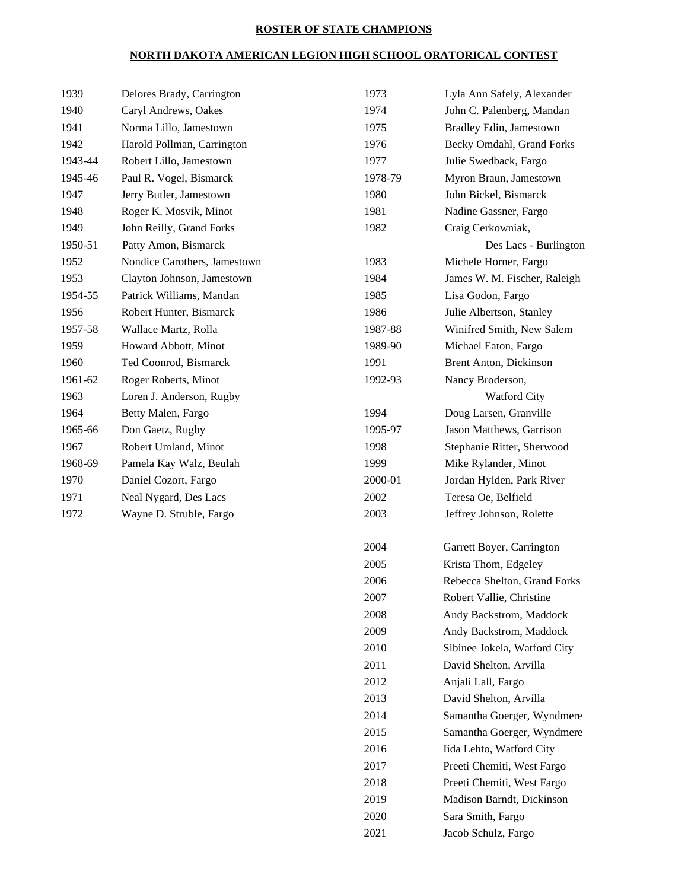**ROSTER OF STATE CHAMPIONS**

**NORTH DAKOTA AMERICAN LEGION HIGH SCHOOL ORATORICAL CONTEST**

| Year | Champion |
|---|---|
| 1939 | Delores Brady, Carrington |
| 1940 | Caryl Andrews, Oakes |
| 1941 | Norma Lillo, Jamestown |
| 1942 | Harold Pollman, Carrington |
| 1943-44 | Robert Lillo, Jamestown |
| 1945-46 | Paul R. Vogel, Bismarck |
| 1947 | Jerry Butler, Jamestown |
| 1948 | Roger K. Mosvik, Minot |
| 1949 | John Reilly, Grand Forks |
| 1950-51 | Patty Amon, Bismarck |
| 1952 | Nondice Carothers, Jamestown |
| 1953 | Clayton Johnson, Jamestown |
| 1954-55 | Patrick Williams, Mandan |
| 1956 | Robert Hunter, Bismarck |
| 1957-58 | Wallace Martz, Rolla |
| 1959 | Howard Abbott, Minot |
| 1960 | Ted Coonrod, Bismarck |
| 1961-62 | Roger Roberts, Minot |
| 1963 | Loren J. Anderson, Rugby |
| 1964 | Betty Malen, Fargo |
| 1965-66 | Don Gaetz, Rugby |
| 1967 | Robert Umland, Minot |
| 1968-69 | Pamela Kay Walz, Beulah |
| 1970 | Daniel Cozort, Fargo |
| 1971 | Neal Nygard, Des Lacs |
| 1972 | Wayne D. Struble, Fargo |
| 1973 | Lyla Ann Safely, Alexander |
| 1974 | John C. Palenberg, Mandan |
| 1975 | Bradley Edin, Jamestown |
| 1976 | Becky Omdahl, Grand Forks |
| 1977 | Julie Swedback, Fargo |
| 1978-79 | Myron Braun, Jamestown |
| 1980 | John Bickel, Bismarck |
| 1981 | Nadine Gassner, Fargo |
| 1982 | Craig Cerkowniak, Des Lacs - Burlington |
| 1983 | Michele Horner, Fargo |
| 1984 | James W. M. Fischer, Raleigh |
| 1985 | Lisa Godon, Fargo |
| 1986 | Julie Albertson, Stanley |
| 1987-88 | Winifred Smith, New Salem |
| 1989-90 | Michael Eaton, Fargo |
| 1991 | Brent Anton, Dickinson |
| 1992-93 | Nancy Broderson, Watford City |
| 1994 | Doug Larsen, Granville |
| 1995-97 | Jason Matthews, Garrison |
| 1998 | Stephanie Ritter, Sherwood |
| 1999 | Mike Rylander, Minot |
| 2000-01 | Jordan Hylden, Park River |
| 2002 | Teresa Oe, Belfield |
| 2003 | Jeffrey Johnson, Rolette |
| 2004 | Garrett Boyer, Carrington |
| 2005 | Krista Thom, Edgeley |
| 2006 | Rebecca Shelton, Grand Forks |
| 2007 | Robert Vallie, Christine |
| 2008 | Andy Backstrom, Maddock |
| 2009 | Andy Backstrom, Maddock |
| 2010 | Sibinee Jokela, Watford City |
| 2011 | David Shelton, Arvilla |
| 2012 | Anjali Lall, Fargo |
| 2013 | David Shelton, Arvilla |
| 2014 | Samantha Goerger, Wyndmere |
| 2015 | Samantha Goerger, Wyndmere |
| 2016 | Iida Lehto, Watford City |
| 2017 | Preeti Chemiti, West Fargo |
| 2018 | Preeti Chemiti, West Fargo |
| 2019 | Madison Barndt, Dickinson |
| 2020 | Sara Smith, Fargo |
| 2021 | Jacob Schulz, Fargo |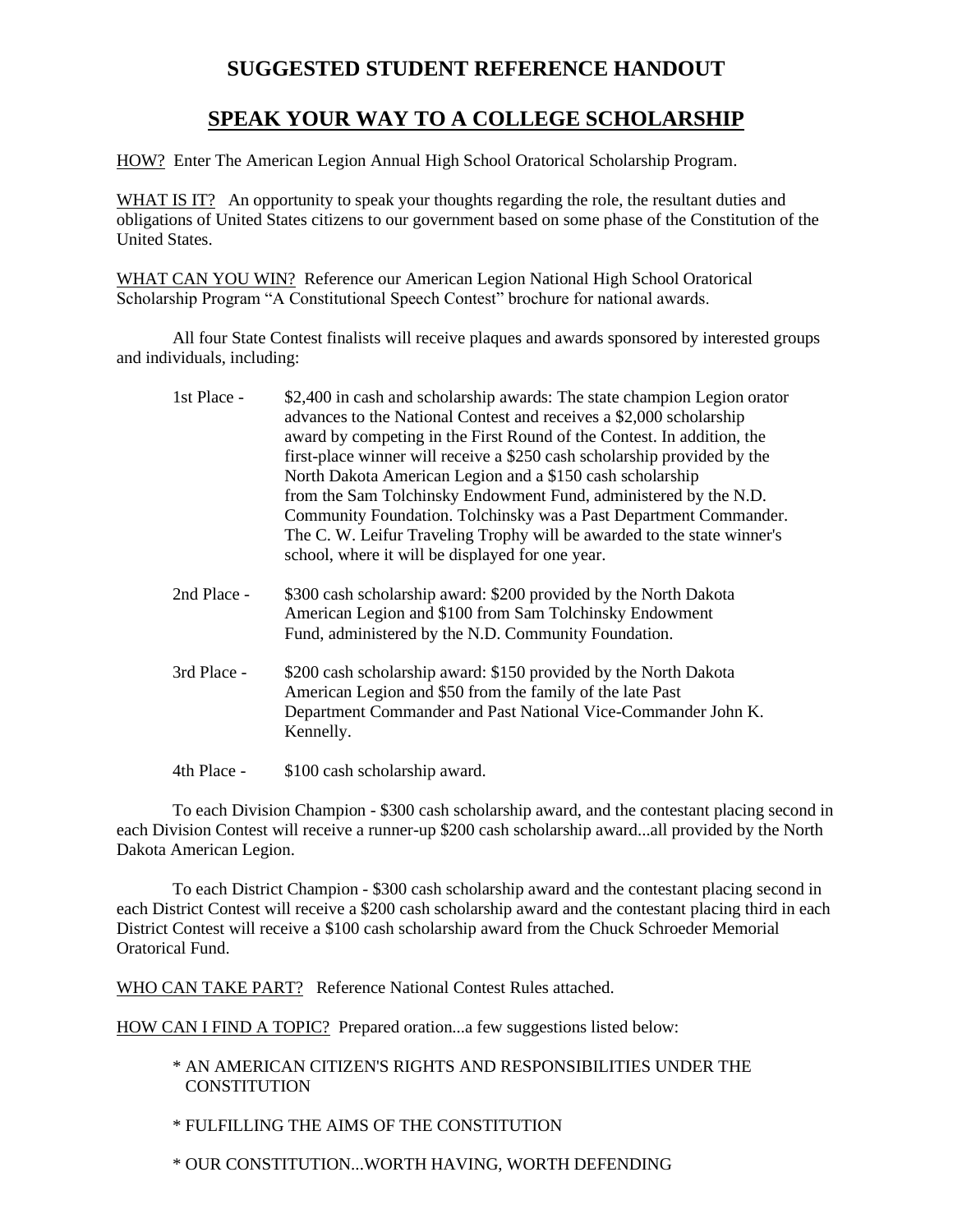# SUGGESTED STUDENT REFERENCE HANDOUT

## SPEAK YOUR WAY TO A COLLEGE SCHOLARSHIP

HOW? Enter The American Legion Annual High School Oratorical Scholarship Program.

WHAT IS IT? An opportunity to speak your thoughts regarding the role, the resultant duties and obligations of United States citizens to our government based on some phase of the Constitution of the United States.

WHAT CAN YOU WIN? Reference our American Legion National High School Oratorical Scholarship Program "A Constitutional Speech Contest" brochure for national awards.

All four State Contest finalists will receive plaques and awards sponsored by interested groups and individuals, including:

1st Place - $2,400 in cash and scholarship awards: The state champion Legion orator advances to the National Contest and receives a $2,000 scholarship award by competing in the First Round of the Contest. In addition, the first-place winner will receive a $250 cash scholarship provided by the North Dakota American Legion and a $150 cash scholarship from the Sam Tolchinsky Endowment Fund, administered by the N.D. Community Foundation. Tolchinsky was a Past Department Commander. The C. W. Leifur Traveling Trophy will be awarded to the state winner's school, where it will be displayed for one year.

2nd Place - $300 cash scholarship award: $200 provided by the North Dakota American Legion and $100 from Sam Tolchinsky Endowment Fund, administered by the N.D. Community Foundation.

3rd Place - $200 cash scholarship award: $150 provided by the North Dakota American Legion and $50 from the family of the late Past Department Commander and Past National Vice-Commander John K. Kennelly.

4th Place - $100 cash scholarship award.

To each Division Champion - $300 cash scholarship award, and the contestant placing second in each Division Contest will receive a runner-up $200 cash scholarship award...all provided by the North Dakota American Legion.

To each District Champion - $300 cash scholarship award and the contestant placing second in each District Contest will receive a $200 cash scholarship award and the contestant placing third in each District Contest will receive a $100 cash scholarship award from the Chuck Schroeder Memorial Oratorical Fund.

WHO CAN TAKE PART? Reference National Contest Rules attached.

HOW CAN I FIND A TOPIC? Prepared oration...a few suggestions listed below:

* AN AMERICAN CITIZEN'S RIGHTS AND RESPONSIBILITIES UNDER THE CONSTITUTION
* FULFILLING THE AIMS OF THE CONSTITUTION
* OUR CONSTITUTION...WORTH HAVING, WORTH DEFENDING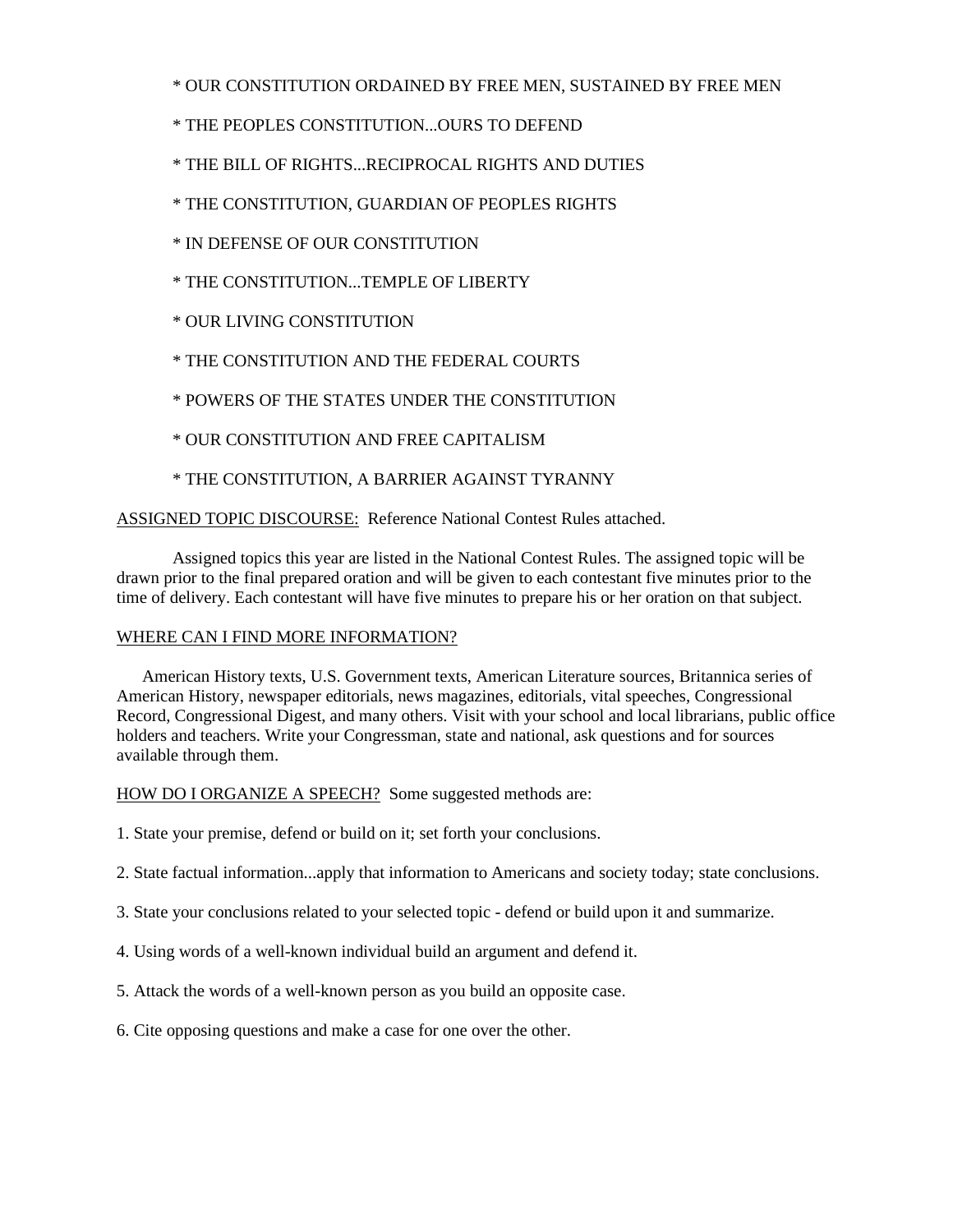* OUR CONSTITUTION ORDAINED BY FREE MEN, SUSTAINED BY FREE MEN

* THE PEOPLES CONSTITUTION...OURS TO DEFEND

* THE BILL OF RIGHTS...RECIPROCAL RIGHTS AND DUTIES

* THE CONSTITUTION, GUARDIAN OF PEOPLES RIGHTS

* IN DEFENSE OF OUR CONSTITUTION

* THE CONSTITUTION...TEMPLE OF LIBERTY

* OUR LIVING CONSTITUTION

* THE CONSTITUTION AND THE FEDERAL COURTS

* POWERS OF THE STATES UNDER THE CONSTITUTION

* OUR CONSTITUTION AND FREE CAPITALISM

* THE CONSTITUTION, A BARRIER AGAINST TYRANNY

<u>ASSIGNED TOPIC DISCOURSE:</u> Reference National Contest Rules attached.

Assigned topics this year are listed in the National Contest Rules. The assigned topic will be drawn prior to the final prepared oration and will be given to each contestant five minutes prior to the time of delivery. Each contestant will have five minutes to prepare his or her oration on that subject.

<u>WHERE CAN I FIND MORE INFORMATION?</u>

American History texts, U.S. Government texts, American Literature sources, Britannica series of American History, newspaper editorials, news magazines, editorials, vital speeches, Congressional Record, Congressional Digest, and many others. Visit with your school and local librarians, public office holders and teachers. Write your Congressman, state and national, ask questions and for sources available through them.

<u>HOW DO I ORGANIZE A SPEECH?</u> Some suggested methods are:

1. State your premise, defend or build on it; set forth your conclusions.

2. State factual information...apply that information to Americans and society today; state conclusions.

3. State your conclusions related to your selected topic - defend or build upon it and summarize.

4. Using words of a well-known individual build an argument and defend it.

5. Attack the words of a well-known person as you build an opposite case.

6. Cite opposing questions and make a case for one over the other.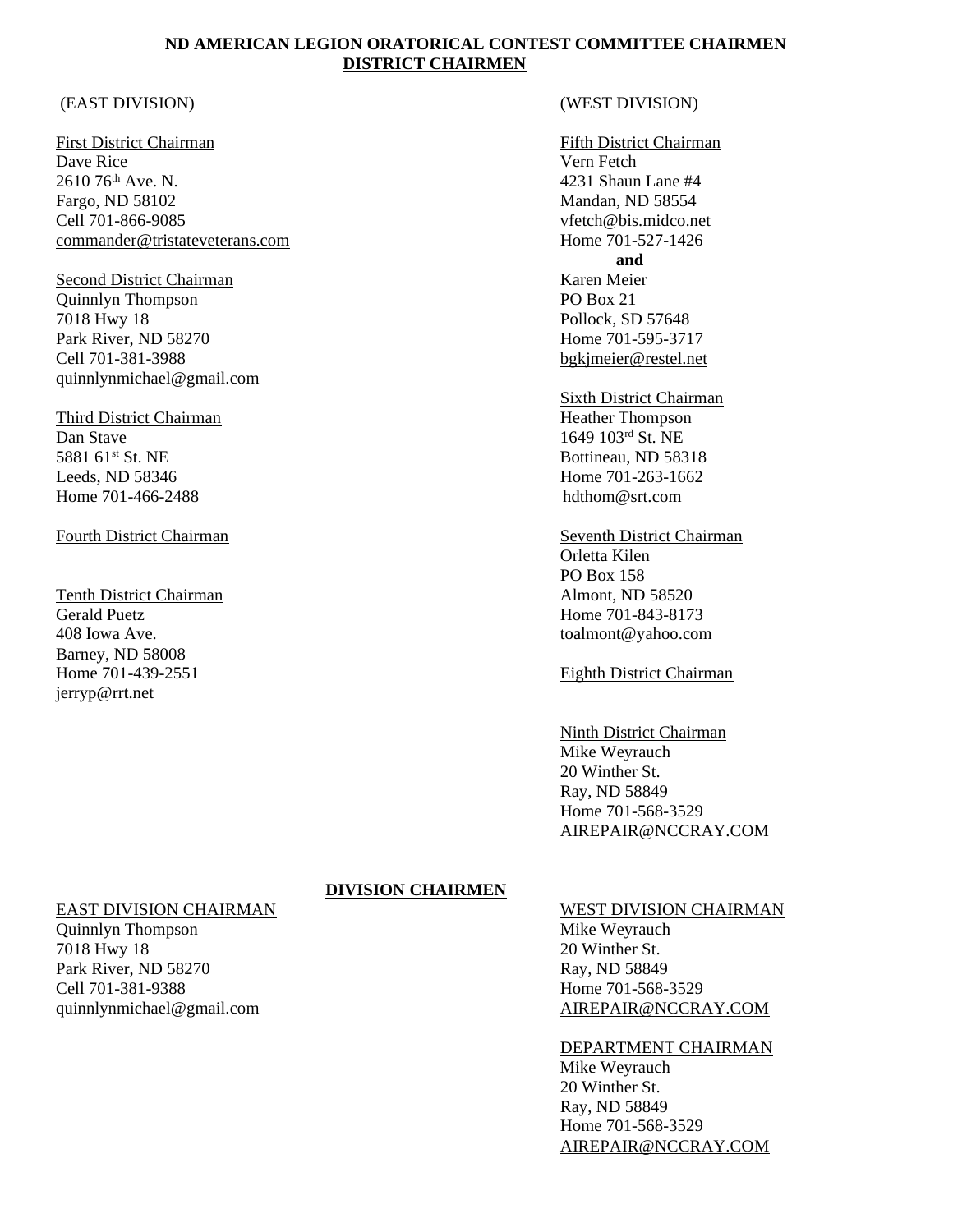# ND AMERICAN LEGION ORATORICAL CONTEST COMMITTEE CHAIRMEN

## DISTRICT CHAIRMEN

### (EAST DIVISION)

First District Chairman
Dave Rice
2610 76th Ave. N.
Fargo, ND 58102
Cell 701-866-9085
commander@tristateveterans.com

Second District Chairman
Quinnlyn Thompson
7018 Hwy 18
Park River, ND 58270
Cell 701-381-3988
quinnlynmichael@gmail.com

Third District Chairman
Dan Stave
5881 61st St. NE
Leeds, ND 58346
Home 701-466-2488

Fourth District Chairman

Tenth District Chairman
Gerald Puetz
408 Iowa Ave.
Barney, ND 58008
Home 701-439-2551
jerryp@rrt.net

### (WEST DIVISION)

Fifth District Chairman
Vern Fetch
4231 Shaun Lane #4
Mandan, ND 58554
vfetch@bis.midco.net
Home 701-527-1426

**and**

Karen Meier
PO Box 21
Pollock, SD 57648
Home 701-595-3717
bgkjmeier@restel.net

Sixth District Chairman
Heather Thompson
1649 103rd St. NE
Bottineau, ND 58318
Home 701-263-1662
hdthom@srt.com

Seventh District Chairman
Orletta Kilen
PO Box 158
Almont, ND 58520
Home 701-843-8173
toalmont@yahoo.com

Eighth District Chairman

Ninth District Chairman
Mike Weyrauch
20 Winther St.
Ray, ND 58849
Home 701-568-3529
AIREPAIR@NCCRAY.COM

## DIVISION CHAIRMEN

EAST DIVISION CHAIRMAN
Quinnlyn Thompson
7018 Hwy 18
Park River, ND 58270
Cell 701-381-9388
quinnlynmichael@gmail.com

WEST DIVISION CHAIRMAN
Mike Weyrauch
20 Winther St.
Ray, ND 58849
Home 701-568-3529
AIREPAIR@NCCRAY.COM

DEPARTMENT CHAIRMAN
Mike Weyrauch
20 Winther St.
Ray, ND 58849
Home 701-568-3529
AIREPAIR@NCCRAY.COM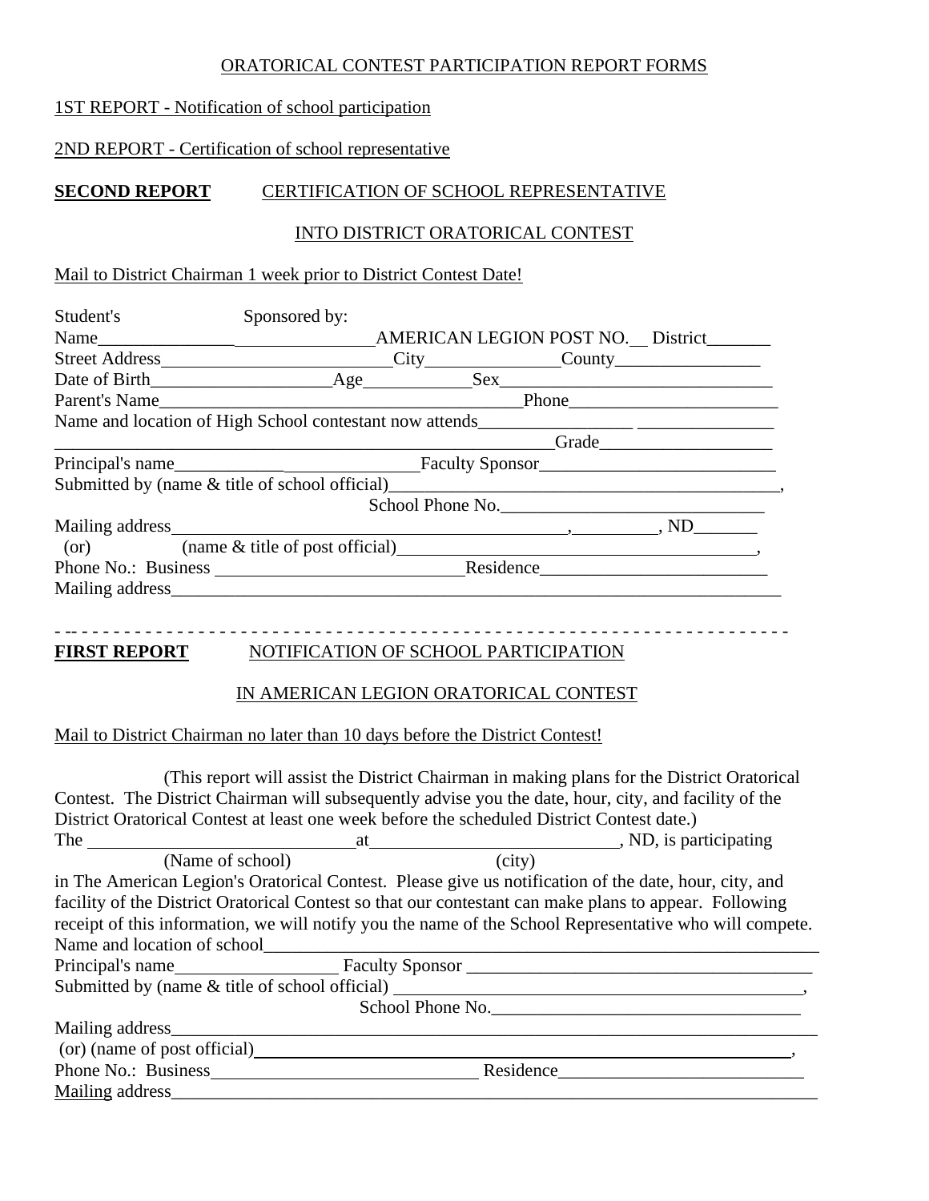ORATORICAL CONTEST PARTICIPATION REPORT FORMS

1ST REPORT - Notification of school participation

2ND REPORT - Certification of school representative

**SECOND REPORT** CERTIFICATION OF SCHOOL REPRESENTATIVE

INTO DISTRICT ORATORICAL CONTEST

Mail to District Chairman 1 week prior to District Contest Date!

Student's Name______________ Sponsored by: ______________AMERICAN LEGION POST NO.__ District_______

Street Address________________________City______________County________________

Date of Birth___________________Age___________Sex_____________________________

Parent's Name________________________________________Phone______________________

Name and location of High School contestant now attends________________ _______________

________________________________________________________Grade__________________

Principal's name___________ ______________Faculty Sponsor_________________________

Submitted by (name & title of school official)__________________________________________,

School Phone No.____________________________

Mailing address___________________________________________,_________, ND_______

(or) (name & title of post official)_______________________________________,

Phone No.: Business ___________________________Residence________________________

Mailing address_________________________________________________________________

- -- - - - - - - - - - - - - - - - - - - - - - - - - - - - - - - - - - - - - - - - - - - - - - - - - - - - - - - - - - - - - - - - -

**FIRST REPORT** NOTIFICATION OF SCHOOL PARTICIPATION

IN AMERICAN LEGION ORATORICAL CONTEST

Mail to District Chairman no later than 10 days before the District Contest!

(This report will assist the District Chairman in making plans for the District Oratorical Contest. The District Chairman will subsequently advise you the date, hour, city, and facility of the District Oratorical Contest at least one week before the scheduled District Contest date.)

The ____________________________at___________________________, ND, is participating
(Name of school) (city)
in The American Legion's Oratorical Contest. Please give us notification of the date, hour, city, and facility of the District Oratorical Contest so that our contestant can make plans to appear. Following receipt of this information, we will notify you the name of the School Representative who will compete.

Name and location of school_______________________________________________________________

Principal's name_________________ Faculty Sponsor ______________________________________

Submitted by (name & title of school official) ____________________________________________,

School Phone No.________________________________

Mailing address____________________________________________________________________

(or) (name of post official)__________________________________________________________,

Phone No.: Business_____________________________ Residence___________________________

Mailing address____________________________________________________________________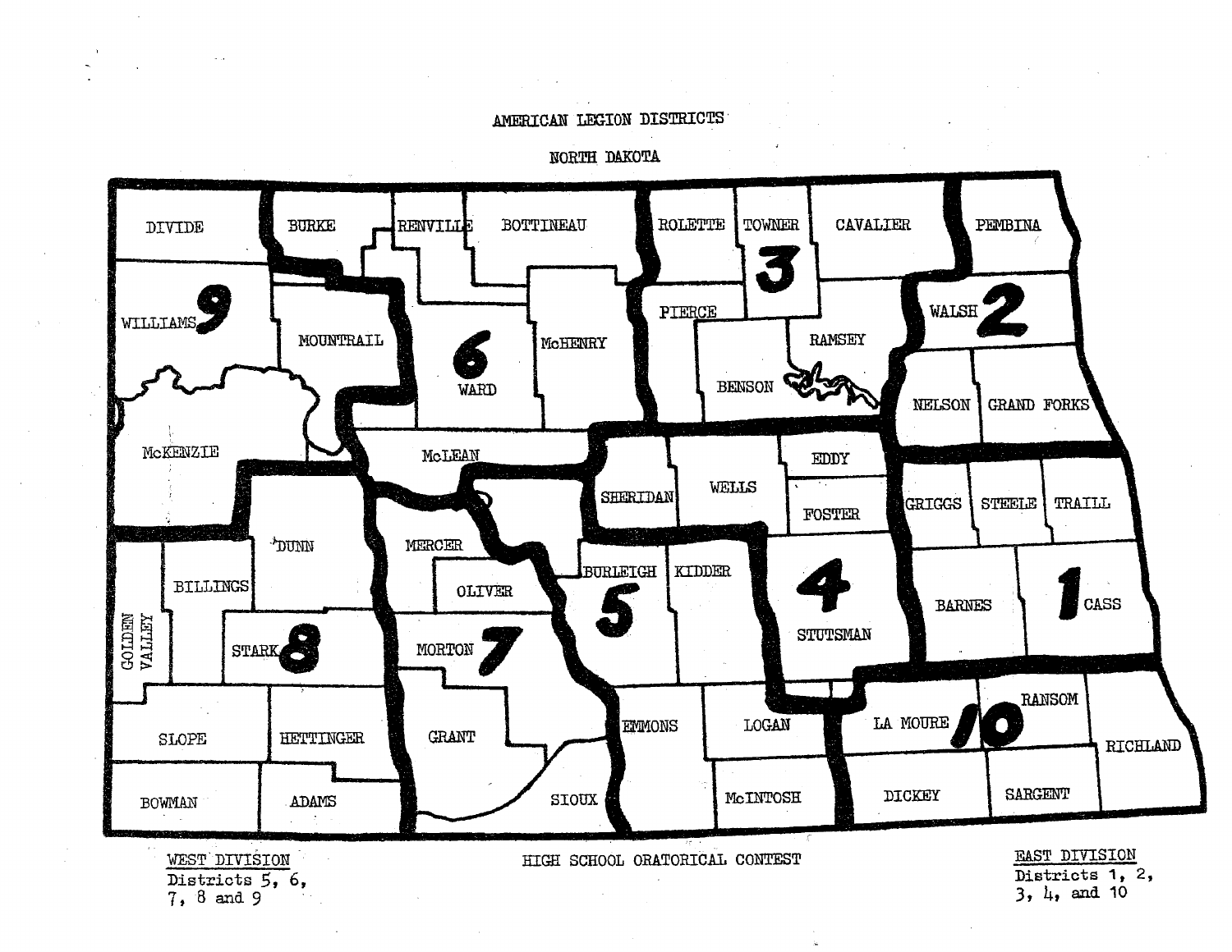AMERICAN LEGION DISTRICTS

NORTH DAKOTA

DIVIDE
BURKE
RENVILLE
BOTTINEAU
ROLETTE
TOWNER
CAVALIER
PEMBINA
9
WILLIAMS
MOUNTRAIL
6
WARD
McHENRY
PIERCE
3
BENSON
RAMSEY
WALSH
2
NELSON
GRAND FORKS
McKENZIE
McLEAN
SHERIDAN
WELLS
EDDY
FOSTER
GRIGGS
STEELE
TRAILL
DUNN
MERCER
BILLINGS
OLIVER
BURLEIGH
KIDDER
4
STUTSMAN
BARNES
1
CASS
GOLDEN VALLEY
STARK
8
MORTON
7
5
SLOPE
HETTINGER
GRANT
EMMONS
LOGAN
LA MOURE
10
RANSOM
RICHLAND
BOWMAN
ADAMS
SIOUX
McINTOSH
DICKEY
SARGENT

WEST DIVISION
Districts 5, 6, 7, 8 and 9

HIGH SCHOOL ORATORICAL CONTEST

EAST DIVISION
Districts 1, 2, 3, 4, and 10